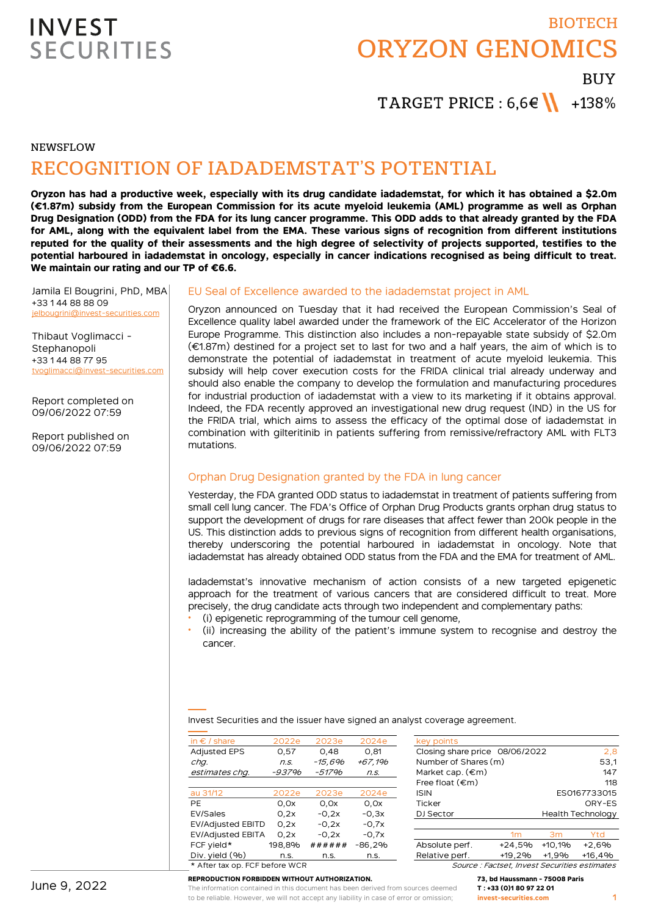INVEST SECURITIES

BIOTECH

# ORYZON GENOMICS

BUY

TARGET PRICE : 6,6€ +138%

NEWSFLOW

## RECOGNITION OF IADADEMSTAT'S POTENTIAL

**Oryzon has had a productive week, especially with its drug candidate iadademstat, for which it has obtained a $2.0m (€1.87m) subsidy from the European Commission for its acute myeloid leukemia (AML) programme as well as Orphan Drug Designation (ODD) from the FDA for its lung cancer programme. This ODD adds to that already granted by the FDA for AML, along with the equivalent label from the EMA. These various signs of recognition from different institutions reputed for the quality of their assessments and the high degree of selectivity of projects supported, testifies to the potential harboured in iadademstat in oncology, especially in cancer indications recognised as being difficult to treat. We maintain our rating and our TP of €6.6.**

Jamila El Bougrini, PhD, MBA
+33 1 44 88 88 09
jelbougrini@invest-securities.com

Thibaut Voglimacci - Stephanopoli
+33 1 44 88 77 95
tvoglimacci@invest-securities.com

Report completed on
09/06/2022 07:59

Report published on
09/06/2022 07:59

### EU Seal of Excellence awarded to the iadademstat project in AML

Oryzon announced on Tuesday that it had received the European Commission's Seal of Excellence quality label awarded under the framework of the EIC Accelerator of the Horizon Europe Programme. This distinction also includes a non-repayable state subsidy of $2.0m (€1.87m) destined for a project set to last for two and a half years, the aim of which is to demonstrate the potential of iadademstat in treatment of acute myeloid leukemia. This subsidy will help cover execution costs for the FRIDA clinical trial already underway and should also enable the company to develop the formulation and manufacturing procedures for industrial production of iadademstat with a view to its marketing if it obtains approval. Indeed, the FDA recently approved an investigational new drug request (IND) in the US for the FRIDA trial, which aims to assess the efficacy of the optimal dose of iadademstat in combination with gilteritinib in patients suffering from remissive/refractory AML with FLT3 mutations.

### Orphan Drug Designation granted by the FDA in lung cancer

Yesterday, the FDA granted ODD status to iadademstat in treatment of patients suffering from small cell lung cancer. The FDA's Office of Orphan Drug Products grants orphan drug status to support the development of drugs for rare diseases that affect fewer than 200k people in the US. This distinction adds to previous signs of recognition from different health organisations, thereby underscoring the potential harboured in iadademstat in oncology. Note that iadademstat has already obtained ODD status from the FDA and the EMA for treatment of AML.

Iadademstat's innovative mechanism of action consists of a new targeted epigenetic approach for the treatment of various cancers that are considered difficult to treat. More precisely, the drug candidate acts through two independent and complementary paths:

- (i) epigenetic reprogramming of the tumour cell genome,
- (ii) increasing the ability of the patient's immune system to recognise and destroy the cancer.

Invest Securities and the issuer have signed an analyst coverage agreement.

| in € / share | 2022e | 2023e | 2024e |
|---|---|---|---|
| Adjusted EPS | 0,57 | 0,48 | 0,81 |
| *chg.* | *n.s.* | *-15,6%* | *+67,1%* |
| *estimates chg.* | *-937%* | *-517%* | *n.s.* |

| au 31/12 | 2022e | 2023e | 2024e |
|---|---|---|---|
| PE | 0,0x | 0,0x | 0,0x |
| EV/Sales | 0,2x | -0,2x | -0,3x |
| EV/Adjusted EBITD | 0,2x | -0,2x | -0,7x |
| EV/Adjusted EBITA | 0,2x | -0,2x | -0,7x |
| FCF yield* | 198,8% | ###### | -86,2% |
| Div. yield (%) | n.s. | n.s. | n.s. |

\* After tax op. FCF before WCR

| key points | |
|---|---|
| Closing share price 08/06/2022 | 2,8 |
| Number of Shares (m) | 53,1 |
| Market cap. (€m) | 147 |
| Free float (€m) | 118 |
| ISIN | ES0167733015 |
| Ticker | ORY-ES |
| DJ Sector | Health Technology |

| | 1m | 3m | Ytd |
|---|---|---|---|
| Absolute perf. | +24,5% | +10,1% | +2,6% |
| Relative perf. | +19,2% | +1,9% | +16,4% |

*Source : Factset, Invest Securities estimates*

June 9, 2022

**REPRODUCTION FORBIDDEN WITHOUT AUTHORIZATION.**
The information contained in this document has been derived from sources deemed to be reliable. However, we will not accept any liability in case of error or omission;

**73, bd Haussmann - 75008 Paris**
**T : +33 (0)1 80 97 22 01**
**invest-securities.com**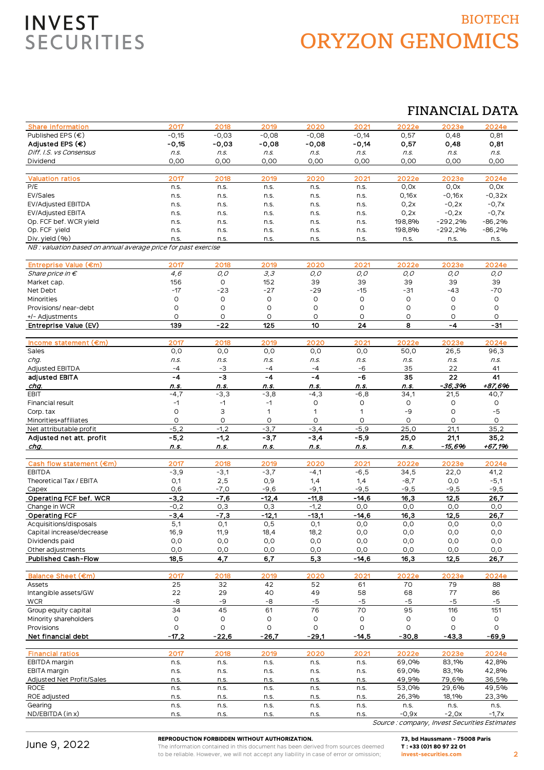# BIOTECH
# ORYZON GENOMICS

## FINANCIAL DATA

| Share information | 2017 | 2018 | 2019 | 2020 | 2021 | 2022e | 2023e | 2024e |
|---|---|---|---|---|---|---|---|---|
| Published EPS (€) | -0,15 | -0,03 | -0,08 | -0,08 | -0,14 | 0,57 | 0,48 | 0,81 |
| **Adjusted EPS (€)** | **-0,15** | **-0,03** | **-0,08** | **-0,08** | **-0,14** | **0,57** | **0,48** | **0,81** |
| *Diff. I.S. vs Consensus* | *n.s.* | *n.s.* | *n.s.* | *n.s.* | *n.s.* | *n.s.* | *n.s.* | *n.s.* |
| Dividend | 0,00 | 0,00 | 0,00 | 0,00 | 0,00 | 0,00 | 0,00 | 0,00 |

| Valuation ratios | 2017 | 2018 | 2019 | 2020 | 2021 | 2022e | 2023e | 2024e |
|---|---|---|---|---|---|---|---|---|
| P/E | n.s. | n.s. | n.s. | n.s. | n.s. | 0,0x | 0,0x | 0,0x |
| EV/Sales | n.s. | n.s. | n.s. | n.s. | n.s. | 0,16x | -0,16x | -0,32x |
| EV/Adjusted EBITDA | n.s. | n.s. | n.s. | n.s. | n.s. | 0,2x | -0,2x | -0,7x |
| EV/Adjusted EBITA | n.s. | n.s. | n.s. | n.s. | n.s. | 0,2x | -0,2x | -0,7x |
| Op. FCF bef. WCR yield | n.s. | n.s. | n.s. | n.s. | n.s. | 198,8% | -292,2% | -86,2% |
| Op. FCF yield | n.s. | n.s. | n.s. | n.s. | n.s. | 198,8% | -292,2% | -86,2% |
| Div. yield (%) | n.s. | n.s. | n.s. | n.s. | n.s. | n.s. | n.s. | n.s. |

*NB : valuation based on annual average price for past exercise*

| Entreprise Value (€m) | 2017 | 2018 | 2019 | 2020 | 2021 | 2022e | 2023e | 2024e |
|---|---|---|---|---|---|---|---|---|
| *Share price in €* | *4,6* | *0,0* | *3,3* | *0,0* | *0,0* | *0,0* | *0,0* | *0,0* |
| Market cap. | 156 | 0 | 152 | 39 | 39 | 39 | 39 | 39 |
| Net Debt | -17 | -23 | -27 | -29 | -15 | -31 | -43 | -70 |
| Minorities | 0 | 0 | 0 | 0 | 0 | 0 | 0 | 0 |
| Provisions/ near-debt | 0 | 0 | 0 | 0 | 0 | 0 | 0 | 0 |
| +/- Adjustments | 0 | 0 | 0 | 0 | 0 | 0 | 0 | 0 |
| **Entreprise Value (EV)** | **139** | **-22** | **125** | **10** | **24** | **8** | **-4** | **-31** |

| Income statement (€m) | 2017 | 2018 | 2019 | 2020 | 2021 | 2022e | 2023e | 2024e |
|---|---|---|---|---|---|---|---|---|
| Sales | 0,0 | 0,0 | 0,0 | 0,0 | 0,0 | 50,0 | 26,5 | 96,3 |
| *chg.* | *n.s.* | *n.s.* | *n.s.* | *n.s.* | *n.s.* | *n.s.* | *n.s.* | *n.s.* |
| Adjusted EBITDA | -4 | -3 | -4 | -4 | -6 | 35 | 22 | 41 |
| **adjusted EBITA** | **-4** | **-3** | **-4** | **-4** | **-6** | **35** | **22** | **41** |
| ***chg.*** | ***n.s.*** | ***n.s.*** | ***n.s.*** | ***n.s.*** | ***n.s.*** | ***n.s.*** | ***-36,3%*** | ***+87,6%*** |
| EBIT | -4,7 | -3,3 | -3,8 | -4,3 | -6,8 | 34,1 | 21,5 | 40,7 |
| Financial result | -1 | -1 | -1 | 0 | 0 | 0 | 0 | 0 |
| Corp. tax | 0 | 3 | 1 | 1 | 1 | -9 | 0 | -5 |
| Minorities+affiliates | 0 | 0 | 0 | 0 | 0 | 0 | 0 | 0 |
| Net attributable profit | -5,2 | -1,2 | -3,7 | -3,4 | -5,9 | 25,0 | 21,1 | 35,2 |
| **Adjusted net att. profit** | **-5,2** | **-1,2** | **-3,7** | **-3,4** | **-5,9** | **25,0** | **21,1** | **35,2** |
| ***chg.*** | ***n.s.*** | ***n.s.*** | ***n.s.*** | ***n.s.*** | ***n.s.*** | ***n.s.*** | ***-15,6%*** | ***+67,1%*** |

| Cash flow statement (€m) | 2017 | 2018 | 2019 | 2020 | 2021 | 2022e | 2023e | 2024e |
|---|---|---|---|---|---|---|---|---|
| EBITDA | -3,9 | -3,1 | -3,7 | -4,1 | -6,5 | 34,5 | 22,0 | 41,2 |
| Theoretical Tax / EBITA | 0,1 | 2,5 | 0,9 | 1,4 | 1,4 | -8,7 | 0,0 | -5,1 |
| Capex | 0,6 | -7,0 | -9,6 | -9,1 | -9,5 | -9,5 | -9,5 | -9,5 |
| **Operating FCF bef. WCR** | **-3,2** | **-7,6** | **-12,4** | **-11,8** | **-14,6** | **16,3** | **12,5** | **26,7** |
| Change in WCR | -0,2 | 0,3 | 0,3 | -1,2 | 0,0 | 0,0 | 0,0 | 0,0 |
| **Operating FCF** | **-3,4** | **-7,3** | **-12,1** | **-13,1** | **-14,6** | **16,3** | **12,5** | **26,7** |
| Acquisitions/disposals | 5,1 | 0,1 | 0,5 | 0,1 | 0,0 | 0,0 | 0,0 | 0,0 |
| Capital increase/decrease | 16,9 | 11,9 | 18,4 | 18,2 | 0,0 | 0,0 | 0,0 | 0,0 |
| Dividends paid | 0,0 | 0,0 | 0,0 | 0,0 | 0,0 | 0,0 | 0,0 | 0,0 |
| Other adjustments | 0,0 | 0,0 | 0,0 | 0,0 | 0,0 | 0,0 | 0,0 | 0,0 |
| **Published Cash-Flow** | **18,5** | **4,7** | **6,7** | **5,3** | **-14,6** | **16,3** | **12,5** | **26,7** |

| Balance Sheet (€m) | 2017 | 2018 | 2019 | 2020 | 2021 | 2022e | 2023e | 2024e |
|---|---|---|---|---|---|---|---|---|
| Assets | 25 | 32 | 42 | 52 | 61 | 70 | 79 | 88 |
| Intangible assets/GW | 22 | 29 | 40 | 49 | 58 | 68 | 77 | 86 |
| WCR | -8 | -9 | -8 | -5 | -5 | -5 | -5 | -5 |
| Group equity capital | 34 | 45 | 61 | 76 | 70 | 95 | 116 | 151 |
| Minority shareholders | 0 | 0 | 0 | 0 | 0 | 0 | 0 | 0 |
| Provisions | 0 | 0 | 0 | 0 | 0 | 0 | 0 | 0 |
| **Net financial debt** | **-17,2** | **-22,6** | **-26,7** | **-29,1** | **-14,5** | **-30,8** | **-43,3** | **-69,9** |

| Financial ratios | 2017 | 2018 | 2019 | 2020 | 2021 | 2022e | 2023e | 2024e |
|---|---|---|---|---|---|---|---|---|
| EBITDA margin | n.s. | n.s. | n.s. | n.s. | n.s. | 69,0% | 83,1% | 42,8% |
| EBITA margin | n.s. | n.s. | n.s. | n.s. | n.s. | 69,0% | 83,1% | 42,8% |
| Adjusted Net Profit/Sales | n.s. | n.s. | n.s. | n.s. | n.s. | 49,9% | 79,6% | 36,5% |
| ROCE | n.s. | n.s. | n.s. | n.s. | n.s. | 53,0% | 29,6% | 49,5% |
| ROE adjusted | n.s. | n.s. | n.s. | n.s. | n.s. | 26,3% | 18,1% | 23,3% |
| Gearing | n.s. | n.s. | n.s. | n.s. | n.s. | n.s. | n.s. | n.s. |
| ND/EBITDA (in x) | n.s. | n.s. | n.s. | n.s. | n.s. | -0,9x | -2,0x | -1,7x |

*Source : company, Invest Securities Estimates*

June 9, 2022

**REPRODUCTION FORBIDDEN WITHOUT AUTHORIZATION.**
The information contained in this document has been derived from sources deemed to be reliable. However, we will not accept any liability in case of error or omission;

**73, bd Haussmann - 75008 Paris**
**T : +33 (0)1 80 97 22 01**
**invest-securities.com**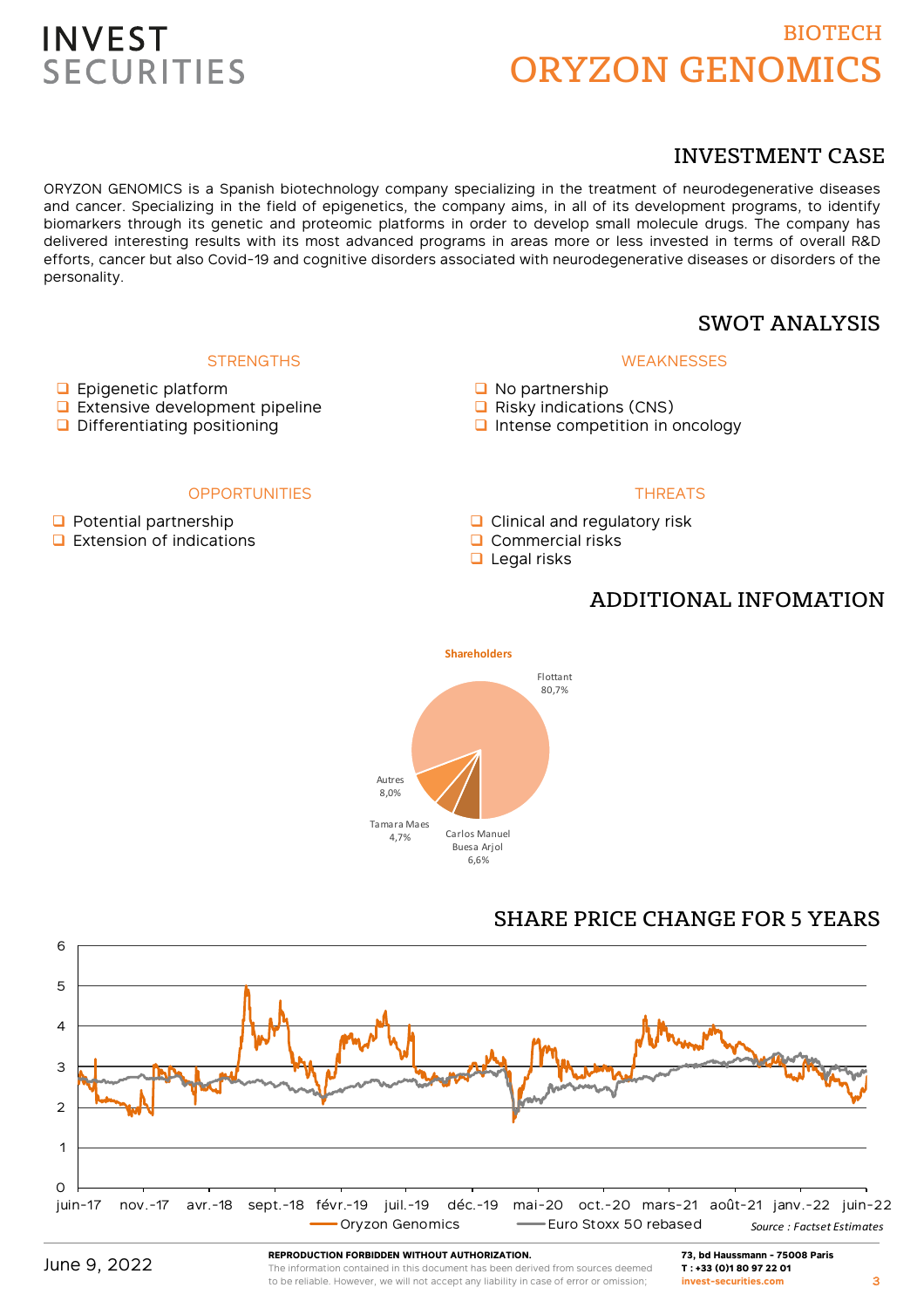# INVEST SECURITIES

BIOTECH

# ORYZON GENOMICS

## INVESTMENT CASE

ORYZON GENOMICS is a Spanish biotechnology company specializing in the treatment of neurodegenerative diseases and cancer. Specializing in the field of epigenetics, the company aims, in all of its development programs, to identify biomarkers through its genetic and proteomic platforms in order to develop small molecule drugs. The company has delivered interesting results with its most advanced programs in areas more or less invested in terms of overall R&D efforts, cancer but also Covid-19 and cognitive disorders associated with neurodegenerative diseases or disorders of the personality.

## SWOT ANALYSIS

### STRENGTHS

- Epigenetic platform
- Extensive development pipeline
- Differentiating positioning

### WEAKNESSES

- No partnership
- Risky indications (CNS)
- Intense competition in oncology

### OPPORTUNITIES

- Potential partnership
- Extension of indications

### THREATS

- Clinical and regulatory risk
- Commercial risks
- Legal risks

## ADDITIONAL INFOMATION

**Shareholders**

| Shareholder | % |
|---|---|
| Flottant | 80,7% |
| Autres | 8,0% |
| Tamara Maes | 4,7% |
| Carlos Manuel Buesa Arjol | 6,6% |

## SHARE PRICE CHANGE FOR 5 YEARS

Oryzon Genomics — Euro Stoxx 50 rebased

*Source : Factset Estimates*

June 9, 2022

**REPRODUCTION FORBIDDEN WITHOUT AUTHORIZATION.**
The information contained in this document has been derived from sources deemed to be reliable. However, we will not accept any liability in case of error or omission;

**73, bd Haussmann - 75008 Paris**
**T : +33 (0)1 80 97 22 01**
**invest-securities.com**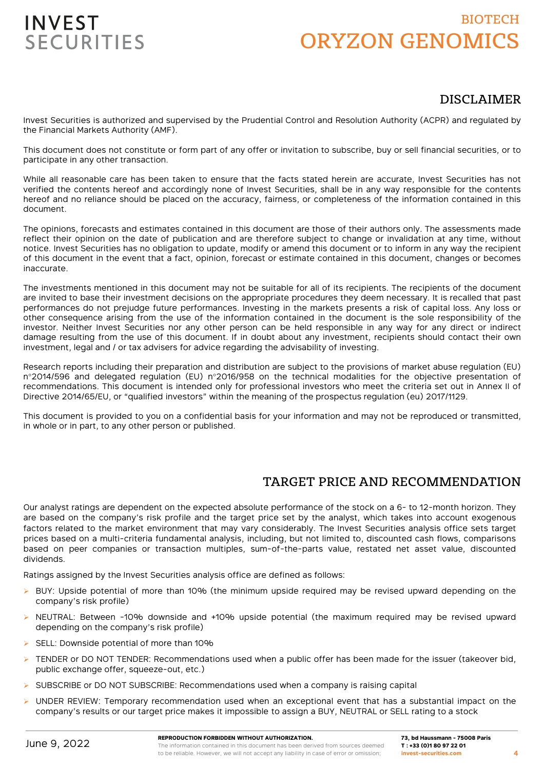## DISCLAIMER

Invest Securities is authorized and supervised by the Prudential Control and Resolution Authority (ACPR) and regulated by the Financial Markets Authority (AMF).

This document does not constitute or form part of any offer or invitation to subscribe, buy or sell financial securities, or to participate in any other transaction.

While all reasonable care has been taken to ensure that the facts stated herein are accurate, Invest Securities has not verified the contents hereof and accordingly none of Invest Securities, shall be in any way responsible for the contents hereof and no reliance should be placed on the accuracy, fairness, or completeness of the information contained in this document.

The opinions, forecasts and estimates contained in this document are those of their authors only. The assessments made reflect their opinion on the date of publication and are therefore subject to change or invalidation at any time, without notice. Invest Securities has no obligation to update, modify or amend this document or to inform in any way the recipient of this document in the event that a fact, opinion, forecast or estimate contained in this document, changes or becomes inaccurate.

The investments mentioned in this document may not be suitable for all of its recipients. The recipients of the document are invited to base their investment decisions on the appropriate procedures they deem necessary. It is recalled that past performances do not prejudge future performances. Investing in the markets presents a risk of capital loss. Any loss or other consequence arising from the use of the information contained in the document is the sole responsibility of the investor. Neither Invest Securities nor any other person can be held responsible in any way for any direct or indirect damage resulting from the use of this document. If in doubt about any investment, recipients should contact their own investment, legal and / or tax advisers for advice regarding the advisability of investing.

Research reports including their preparation and distribution are subject to the provisions of market abuse regulation (EU) n°2014/596 and delegated regulation (EU) n°2016/958 on the technical modalities for the objective presentation of recommendations. This document is intended only for professional investors who meet the criteria set out in Annex II of Directive 2014/65/EU, or "qualified investors" within the meaning of the prospectus regulation (eu) 2017/1129.

This document is provided to you on a confidential basis for your information and may not be reproduced or transmitted, in whole or in part, to any other person or published.

## TARGET PRICE AND RECOMMENDATION

Our analyst ratings are dependent on the expected absolute performance of the stock on a 6- to 12-month horizon. They are based on the company's risk profile and the target price set by the analyst, which takes into account exogenous factors related to the market environment that may vary considerably. The Invest Securities analysis office sets target prices based on a multi-criteria fundamental analysis, including, but not limited to, discounted cash flows, comparisons based on peer companies or transaction multiples, sum-of-the-parts value, restated net asset value, discounted dividends.

Ratings assigned by the Invest Securities analysis office are defined as follows:

- BUY: Upside potential of more than 10% (the minimum upside required may be revised upward depending on the company's risk profile)
- NEUTRAL: Between -10% downside and +10% upside potential (the maximum required may be revised upward depending on the company's risk profile)
- SELL: Downside potential of more than 10%
- TENDER or DO NOT TENDER: Recommendations used when a public offer has been made for the issuer (takeover bid, public exchange offer, squeeze-out, etc.)
- SUBSCRIBE or DO NOT SUBSCRIBE: Recommendations used when a company is raising capital
- UNDER REVIEW: Temporary recommendation used when an exceptional event that has a substantial impact on the company's results or our target price makes it impossible to assign a BUY, NEUTRAL or SELL rating to a stock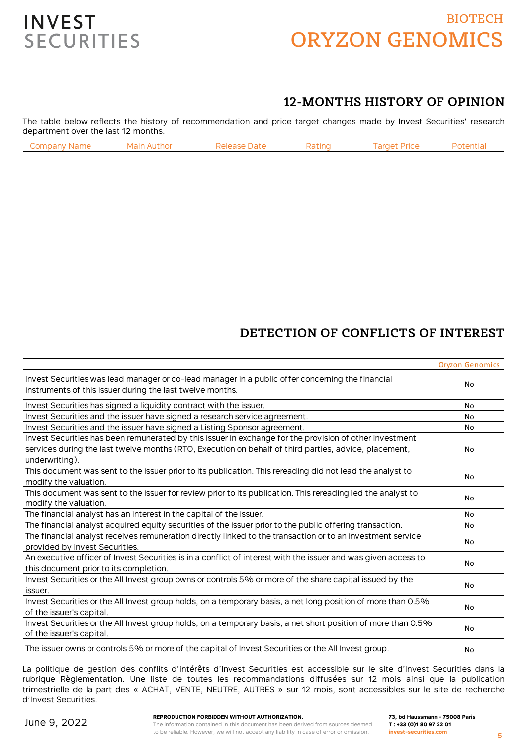## 12-MONTHS HISTORY OF OPINION

The table below reflects the history of recommendation and price target changes made by Invest Securities' research department over the last 12 months.

| Company Name | Main Author | Release Date | Rating | Target Price | Potential |
|---|---|---|---|---|---|

## DETECTION OF CONFLICTS OF INTEREST

| | Oryzon Genomics |
|---|---|
| Invest Securities was lead manager or co-lead manager in a public offer concerning the financial instruments of this issuer during the last twelve months. | No |
| Invest Securities has signed a liquidity contract with the issuer. | No |
| Invest Securities and the issuer have signed a research service agreement. | No |
| Invest Securities and the issuer have signed a Listing Sponsor agreement. | No |
| Invest Securities has been remunerated by this issuer in exchange for the provision of other investment services during the last twelve months (RTO, Execution on behalf of third parties, advice, placement, underwriting). | No |
| This document was sent to the issuer prior to its publication. This rereading did not lead the analyst to modify the valuation. | No |
| This document was sent to the issuer for review prior to its publication. This rereading led the analyst to modify the valuation. | No |
| The financial analyst has an interest in the capital of the issuer. | No |
| The financial analyst acquired equity securities of the issuer prior to the public offering transaction. | No |
| The financial analyst receives remuneration directly linked to the transaction or to an investment service provided by Invest Securities. | No |
| An executive officer of Invest Securities is in a conflict of interest with the issuer and was given access to this document prior to its completion. | No |
| Invest Securities or the All Invest group owns or controls 5% or more of the share capital issued by the issuer. | No |
| Invest Securities or the All Invest group holds, on a temporary basis, a net long position of more than 0.5% of the issuer's capital. | No |
| Invest Securities or the All Invest group holds, on a temporary basis, a net short position of more than 0.5% of the issuer's capital. | No |
| The issuer owns or controls 5% or more of the capital of Invest Securities or the All Invest group. | No |

La politique de gestion des conflits d'intérêts d'Invest Securities est accessible sur le site d'Invest Securities dans la rubrique Règlementation. Une liste de toutes les recommandations diffusées sur 12 mois ainsi que la publication trimestrielle de la part des « ACHAT, VENTE, NEUTRE, AUTRES » sur 12 mois, sont accessibles sur le site de recherche d'Invest Securities.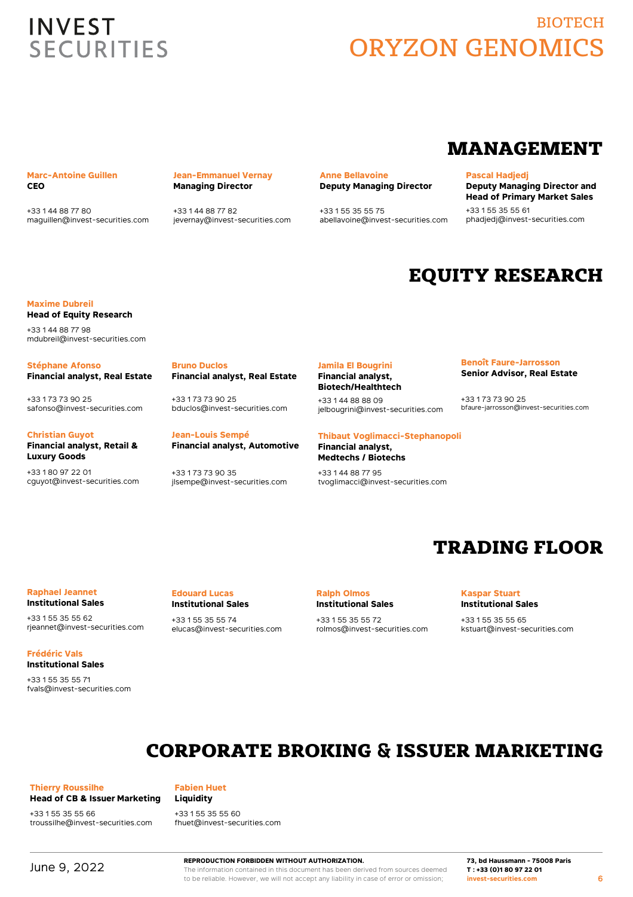# INVEST SECURITIES

BIOTECH
# ORYZON GENOMICS

## MANAGEMENT

**Marc-Antoine Guillen**
**CEO**
+33 1 44 88 77 80
maguillen@invest-securities.com

**Jean-Emmanuel Vernay**
**Managing Director**
+33 1 44 88 77 82
jevernay@invest-securities.com

**Anne Bellavoine**
**Deputy Managing Director**
+33 1 55 35 55 75
abellavoine@invest-securities.com

**Pascal Hadjedj**
**Deputy Managing Director and Head of Primary Market Sales**
+33 1 55 35 55 61
phadjedj@invest-securities.com

## EQUITY RESEARCH

**Maxime Dubreil**
**Head of Equity Research**
+33 1 44 88 77 98
mdubreil@invest-securities.com

**Stéphane Afonso**
**Financial analyst, Real Estate**
+33 1 73 73 90 25
safonso@invest-securities.com

**Bruno Duclos**
**Financial analyst, Real Estate**
+33 1 73 73 90 25
bduclos@invest-securities.com

**Jamila El Bougrini**
**Financial analyst, Biotech/Healthtech**
+33 1 44 88 88 09
jelbougrini@invest-securities.com

**Benoît Faure-Jarrosson**
**Senior Advisor, Real Estate**
+33 1 73 73 90 25
bfaure-jarrosson@invest-securities.com

**Christian Guyot**
**Financial analyst, Retail & Luxury Goods**
+33 1 80 97 22 01
cguyot@invest-securities.com

**Jean-Louis Sempé**
**Financial analyst, Automotive**
+33 1 73 73 90 35
jlsempe@invest-securities.com

**Thibaut Voglimacci-Stephanopoli**
**Financial analyst, Medtechs / Biotechs**
+33 1 44 88 77 95
tvoglimacci@invest-securities.com

## TRADING FLOOR

**Raphael Jeannet**
**Institutional Sales**
+33 1 55 35 55 62
rjeannet@invest-securities.com

**Edouard Lucas**
**Institutional Sales**
+33 1 55 35 55 74
elucas@invest-securities.com

**Ralph Olmos**
**Institutional Sales**
+33 1 55 35 55 72
rolmos@invest-securities.com

**Kaspar Stuart**
**Institutional Sales**
+33 1 55 35 55 65
kstuart@invest-securities.com

**Frédéric Vals**
**Institutional Sales**
+33 1 55 35 55 71
fvals@invest-securities.com

## CORPORATE BROKING & ISSUER MARKETING

**Thierry Roussilhe**
**Head of CB & Issuer Marketing**
+33 1 55 35 55 66
troussilhe@invest-securities.com

**Fabien Huet**
**Liquidity**
+33 1 55 35 55 60
fhuet@invest-securities.com

June 9, 2022

**REPRODUCTION FORBIDDEN WITHOUT AUTHORIZATION.**
The information contained in this document has been derived from sources deemed to be reliable. However, we will not accept any liability in case of error or omission;

**73, bd Haussmann - 75008 Paris**
**T : +33 (0)1 80 97 22 01**
**invest-securities.com**